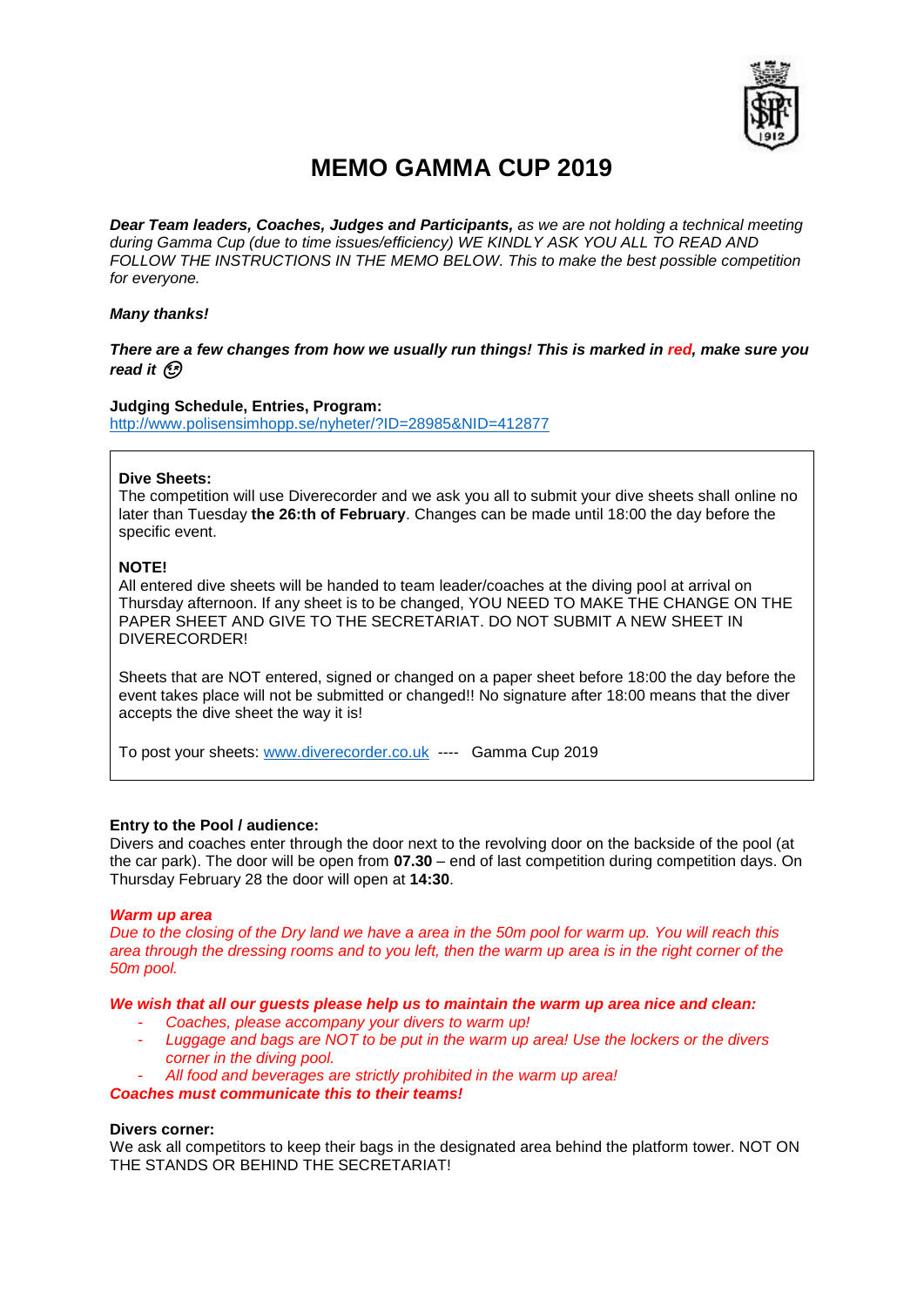# MEMO GAMMA CUP 2019

***Dear Team leaders, Coaches, Judges and Participants,*** *as we are not holding a technical meeting during Gamma Cup (due to time issues/efficiency) WE KINDLY ASK YOU ALL TO READ AND FOLLOW THE INSTRUCTIONS IN THE MEMO BELOW. This to make the best possible competition for everyone.*

***Many thanks!***

***There are a few changes from how we usually run things! This is marked in red, make sure you read it*** 😉

**Judging Schedule, Entries, Program:**
http://www.polisensimhopp.se/nyheter/?ID=28985&NID=412877

**Dive Sheets:**
The competition will use Diverecorder and we ask you all to submit your dive sheets shall online no later than Tuesday **the 26:th of February**. Changes can be made until 18:00 the day before the specific event.

**NOTE!**
All entered dive sheets will be handed to team leader/coaches at the diving pool at arrival on Thursday afternoon. If any sheet is to be changed, YOU NEED TO MAKE THE CHANGE ON THE PAPER SHEET AND GIVE TO THE SECRETARIAT. DO NOT SUBMIT A NEW SHEET IN DIVERECORDER!

Sheets that are NOT entered, signed or changed on a paper sheet before 18:00 the day before the event takes place will not be submitted or changed!! No signature after 18:00 means that the diver accepts the dive sheet the way it is!

To post your sheets: www.diverecorder.co.uk ---- Gamma Cup 2019

**Entry to the Pool / audience:**
Divers and coaches enter through the door next to the revolving door on the backside of the pool (at the car park). The door will be open from **07.30** – end of last competition during competition days. On Thursday February 28 the door will open at **14:30**.

***Warm up area***
*Due to the closing of the Dry land we have a area in the 50m pool for warm up. You will reach this area through the dressing rooms and to you left, then the warm up area is in the right corner of the 50m pool.*

***We wish that all our guests please help us to maintain the warm up area nice and clean:***

- *Coaches, please accompany your divers to warm up!*
- *Luggage and bags are NOT to be put in the warm up area! Use the lockers or the divers corner in the diving pool.*
- *All food and beverages are strictly prohibited in the warm up area!*

***Coaches must communicate this to their teams!***

**Divers corner:**
We ask all competitors to keep their bags in the designated area behind the platform tower. NOT ON THE STANDS OR BEHIND THE SECRETARIAT!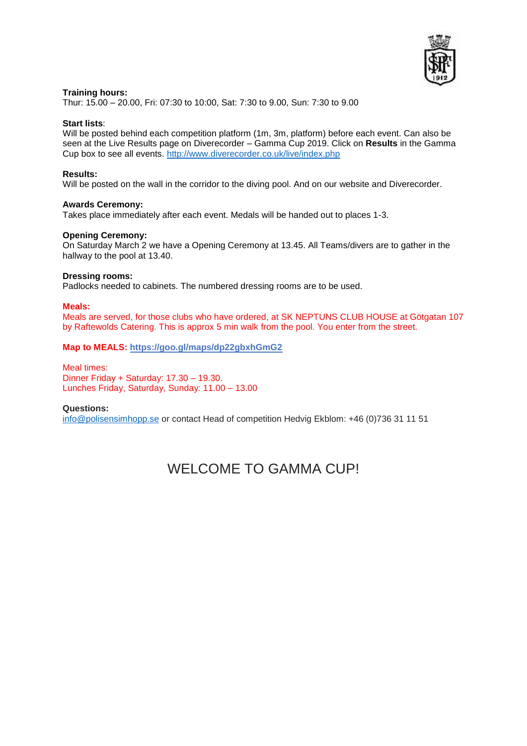**Training hours:**
Thur: 15.00 – 20.00, Fri: 07:30 to 10:00, Sat: 7:30 to 9.00, Sun: 7:30 to 9.00

**Start lists**:
Will be posted behind each competition platform (1m, 3m, platform) before each event. Can also be seen at the Live Results page on Diverecorder – Gamma Cup 2019. Click on **Results** in the Gamma Cup box to see all events. http://www.diverecorder.co.uk/live/index.php

**Results:**
Will be posted on the wall in the corridor to the diving pool. And on our website and Diverecorder.

**Awards Ceremony:**
Takes place immediately after each event. Medals will be handed out to places 1-3.

**Opening Ceremony:**
On Saturday March 2 we have a Opening Ceremony at 13.45. All Teams/divers are to gather in the hallway to the pool at 13.40.

**Dressing rooms:**
Padlocks needed to cabinets. The numbered dressing rooms are to be used.

**Meals:**
Meals are served, for those clubs who have ordered, at SK NEPTUNS CLUB HOUSE at Götgatan 107 by Raftewolds Catering. This is approx 5 min walk from the pool. You enter from the street.

**Map to MEALS: https://goo.gl/maps/dp22gbxhGmG2**

Meal times:
Dinner Friday + Saturday: 17.30 – 19.30.
Lunches Friday, Saturday, Sunday: 11.00 – 13.00

**Questions:**
info@polisensimhopp.se or contact Head of competition Hedvig Ekblom: +46 (0)736 31 11 51

## WELCOME TO GAMMA CUP!